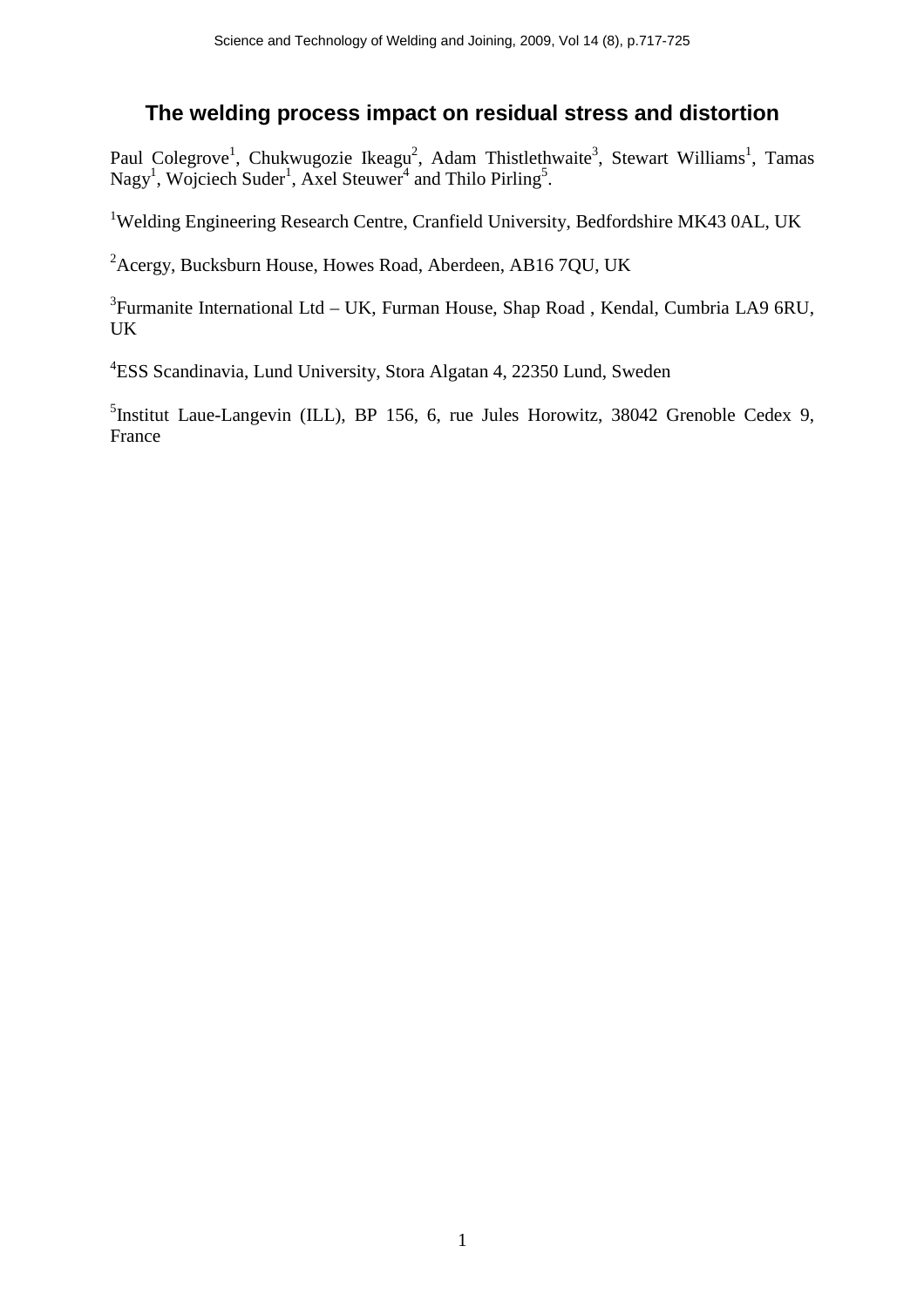# The welding process impact on residual stress and distortion

Paul Colegrove[1], Chukwugozie Ikeagu[2], Adam Thistlethwaite[3], Stewart Williams[1], Tamas Nagy[1], Wojciech Suder[1], Axel Steuwer[4] and Thilo Pirling[5].

[1]Welding Engineering Research Centre, Cranfield University, Bedfordshire MK43 0AL, UK

[2]Acergy, Bucksburn House, Howes Road, Aberdeen, AB16 7QU, UK

[3]Furmanite International Ltd – UK, Furman House, Shap Road , Kendal, Cumbria LA9 6RU, UK

[4]ESS Scandinavia, Lund University, Stora Algatan 4, 22350 Lund, Sweden

[5]Institut Laue-Langevin (ILL), BP 156, 6, rue Jules Horowitz, 38042 Grenoble Cedex 9, France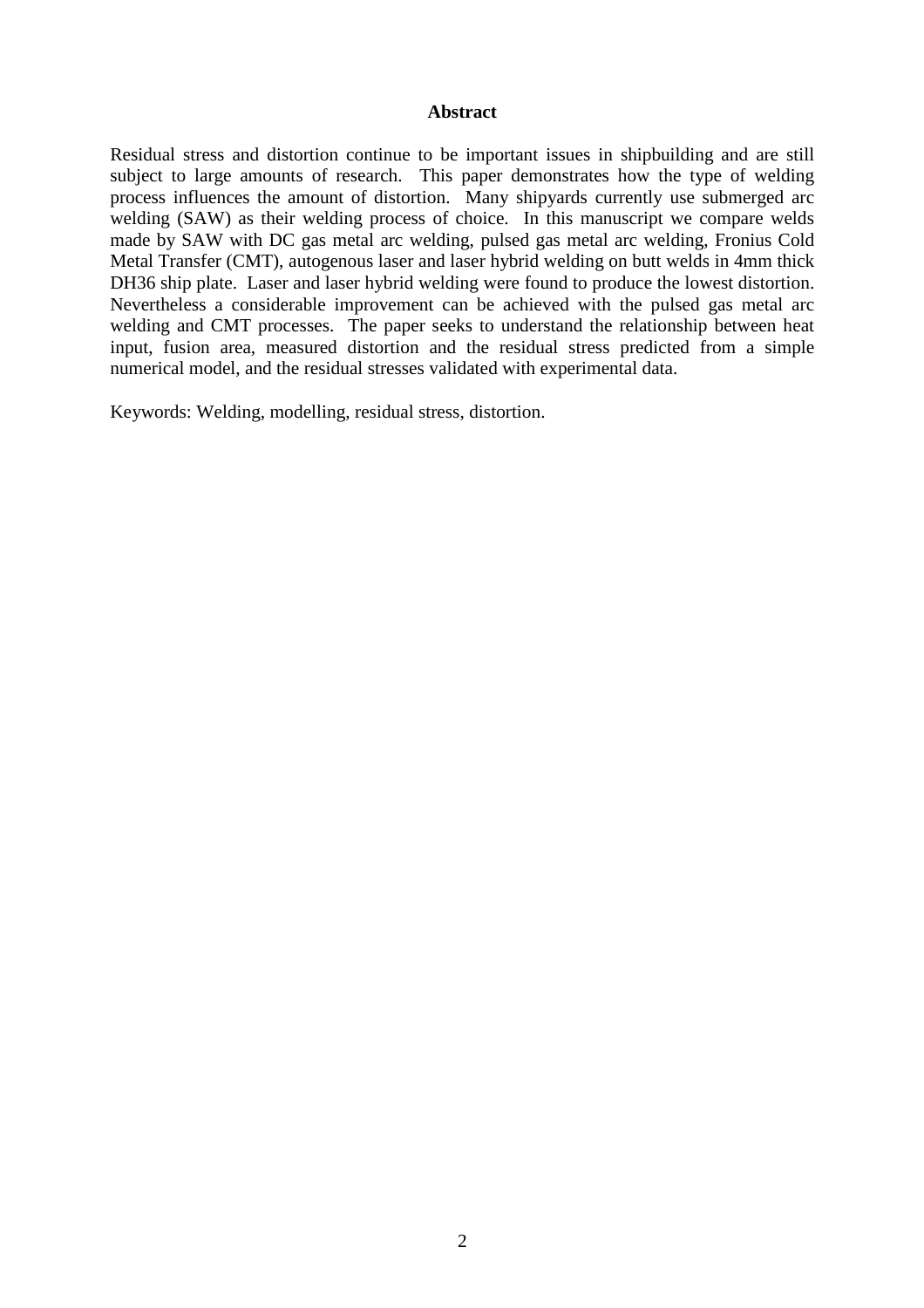## Abstract

Residual stress and distortion continue to be important issues in shipbuilding and are still subject to large amounts of research. This paper demonstrates how the type of welding process influences the amount of distortion. Many shipyards currently use submerged arc welding (SAW) as their welding process of choice. In this manuscript we compare welds made by SAW with DC gas metal arc welding, pulsed gas metal arc welding, Fronius Cold Metal Transfer (CMT), autogenous laser and laser hybrid welding on butt welds in 4mm thick DH36 ship plate. Laser and laser hybrid welding were found to produce the lowest distortion. Nevertheless a considerable improvement can be achieved with the pulsed gas metal arc welding and CMT processes. The paper seeks to understand the relationship between heat input, fusion area, measured distortion and the residual stress predicted from a simple numerical model, and the residual stresses validated with experimental data.

Keywords: Welding, modelling, residual stress, distortion.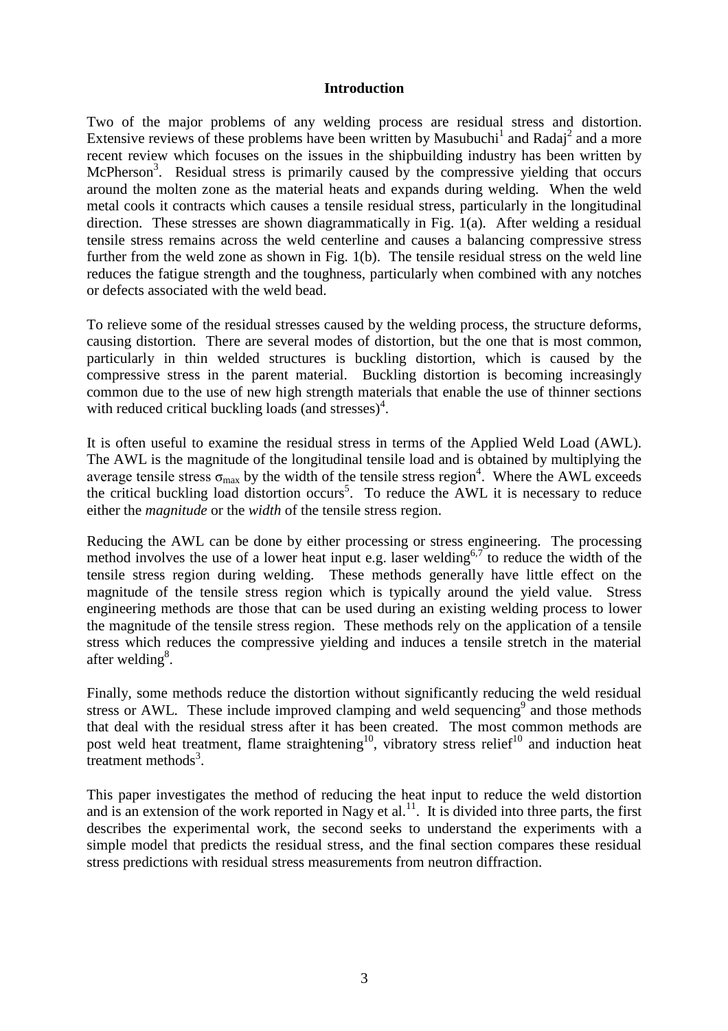## Introduction

Two of the major problems of any welding process are residual stress and distortion. Extensive reviews of these problems have been written by Masubuchi[1] and Radaj[2] and a more recent review which focuses on the issues in the shipbuilding industry has been written by McPherson[3]. Residual stress is primarily caused by the compressive yielding that occurs around the molten zone as the material heats and expands during welding. When the weld metal cools it contracts which causes a tensile residual stress, particularly in the longitudinal direction. These stresses are shown diagrammatically in Fig. 1(a). After welding a residual tensile stress remains across the weld centerline and causes a balancing compressive stress further from the weld zone as shown in Fig. 1(b). The tensile residual stress on the weld line reduces the fatigue strength and the toughness, particularly when combined with any notches or defects associated with the weld bead.

To relieve some of the residual stresses caused by the welding process, the structure deforms, causing distortion. There are several modes of distortion, but the one that is most common, particularly in thin welded structures is buckling distortion, which is caused by the compressive stress in the parent material. Buckling distortion is becoming increasingly common due to the use of new high strength materials that enable the use of thinner sections with reduced critical buckling loads (and stresses)[4].

It is often useful to examine the residual stress in terms of the Applied Weld Load (AWL). The AWL is the magnitude of the longitudinal tensile load and is obtained by multiplying the average tensile stress $\sigma_{max}$ by the width of the tensile stress region[4]. Where the AWL exceeds the critical buckling load distortion occurs[5]. To reduce the AWL it is necessary to reduce either the *magnitude* or the *width* of the tensile stress region.

Reducing the AWL can be done by either processing or stress engineering. The processing method involves the use of a lower heat input e.g. laser welding[6,7] to reduce the width of the tensile stress region during welding. These methods generally have little effect on the magnitude of the tensile stress region which is typically around the yield value. Stress engineering methods are those that can be used during an existing welding process to lower the magnitude of the tensile stress region. These methods rely on the application of a tensile stress which reduces the compressive yielding and induces a tensile stretch in the material after welding[8].

Finally, some methods reduce the distortion without significantly reducing the weld residual stress or AWL. These include improved clamping and weld sequencing[9] and those methods that deal with the residual stress after it has been created. The most common methods are post weld heat treatment, flame straightening[10], vibratory stress relief[10] and induction heat treatment methods[3].

This paper investigates the method of reducing the heat input to reduce the weld distortion and is an extension of the work reported in Nagy et al.[11]. It is divided into three parts, the first describes the experimental work, the second seeks to understand the experiments with a simple model that predicts the residual stress, and the final section compares these residual stress predictions with residual stress measurements from neutron diffraction.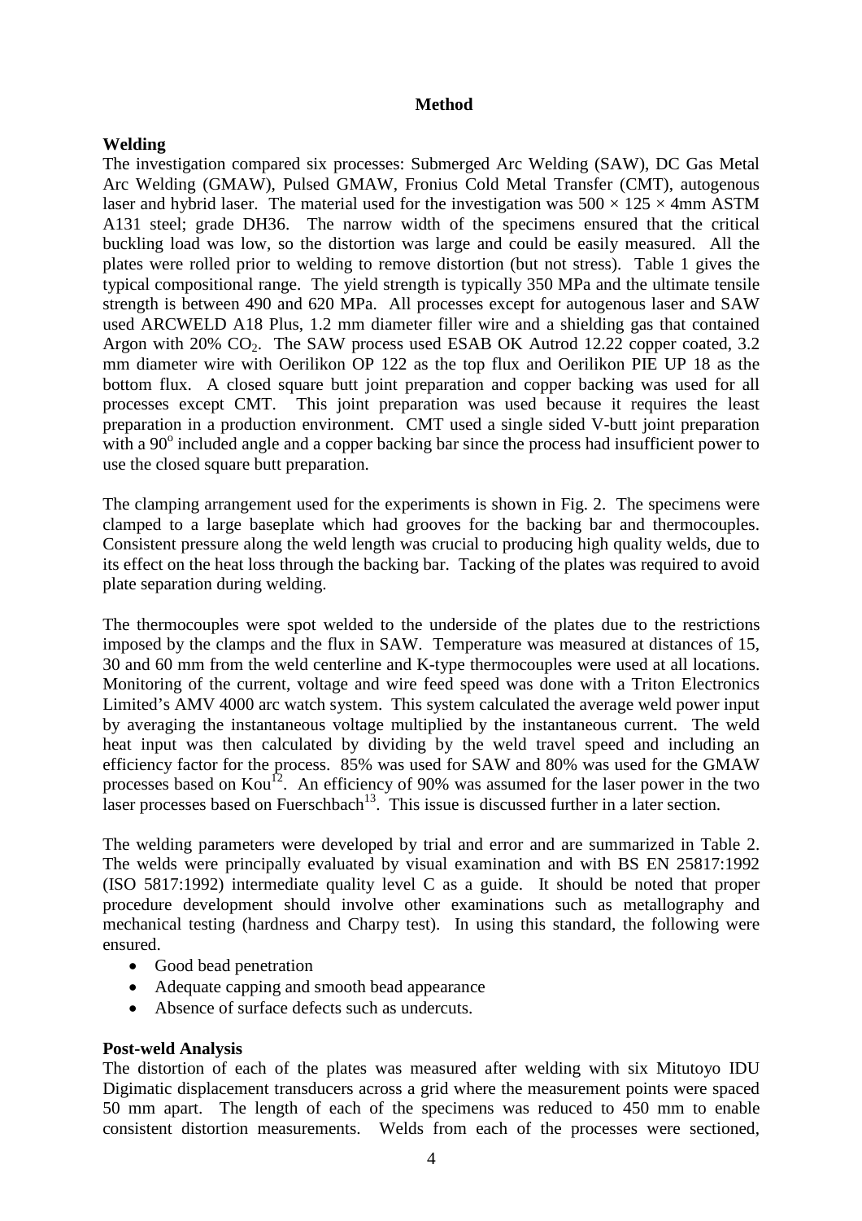## Method

### Welding

The investigation compared six processes: Submerged Arc Welding (SAW), DC Gas Metal Arc Welding (GMAW), Pulsed GMAW, Fronius Cold Metal Transfer (CMT), autogenous laser and hybrid laser. The material used for the investigation was 500 × 125 × 4mm ASTM A131 steel; grade DH36. The narrow width of the specimens ensured that the critical buckling load was low, so the distortion was large and could be easily measured. All the plates were rolled prior to welding to remove distortion (but not stress). Table 1 gives the typical compositional range. The yield strength is typically 350 MPa and the ultimate tensile strength is between 490 and 620 MPa. All processes except for autogenous laser and SAW used ARCWELD A18 Plus, 1.2 mm diameter filler wire and a shielding gas that contained Argon with 20% $CO_2$. The SAW process used ESAB OK Autrod 12.22 copper coated, 3.2 mm diameter wire with Oerilikon OP 122 as the top flux and Oerilikon PIE UP 18 as the bottom flux. A closed square butt joint preparation and copper backing was used for all processes except CMT. This joint preparation was used because it requires the least preparation in a production environment. CMT used a single sided V-butt joint preparation with a $90^o$ included angle and a copper backing bar since the process had insufficient power to use the closed square butt preparation.

The clamping arrangement used for the experiments is shown in Fig. 2. The specimens were clamped to a large baseplate which had grooves for the backing bar and thermocouples. Consistent pressure along the weld length was crucial to producing high quality welds, due to its effect on the heat loss through the backing bar. Tacking of the plates was required to avoid plate separation during welding.

The thermocouples were spot welded to the underside of the plates due to the restrictions imposed by the clamps and the flux in SAW. Temperature was measured at distances of 15, 30 and 60 mm from the weld centerline and K-type thermocouples were used at all locations. Monitoring of the current, voltage and wire feed speed was done with a Triton Electronics Limited's AMV 4000 arc watch system. This system calculated the average weld power input by averaging the instantaneous voltage multiplied by the instantaneous current. The weld heat input was then calculated by dividing by the weld travel speed and including an efficiency factor for the process. 85% was used for SAW and 80% was used for the GMAW processes based on Kou[12]. An efficiency of 90% was assumed for the laser power in the two laser processes based on Fuerschbach[13]. This issue is discussed further in a later section.

The welding parameters were developed by trial and error and are summarized in Table 2. The welds were principally evaluated by visual examination and with BS EN 25817:1992 (ISO 5817:1992) intermediate quality level C as a guide. It should be noted that proper procedure development should involve other examinations such as metallography and mechanical testing (hardness and Charpy test). In using this standard, the following were ensured.

- Good bead penetration
- Adequate capping and smooth bead appearance
- Absence of surface defects such as undercuts.

### Post-weld Analysis

The distortion of each of the plates was measured after welding with six Mitutoyo IDU Digimatic displacement transducers across a grid where the measurement points were spaced 50 mm apart. The length of each of the specimens was reduced to 450 mm to enable consistent distortion measurements. Welds from each of the processes were sectioned,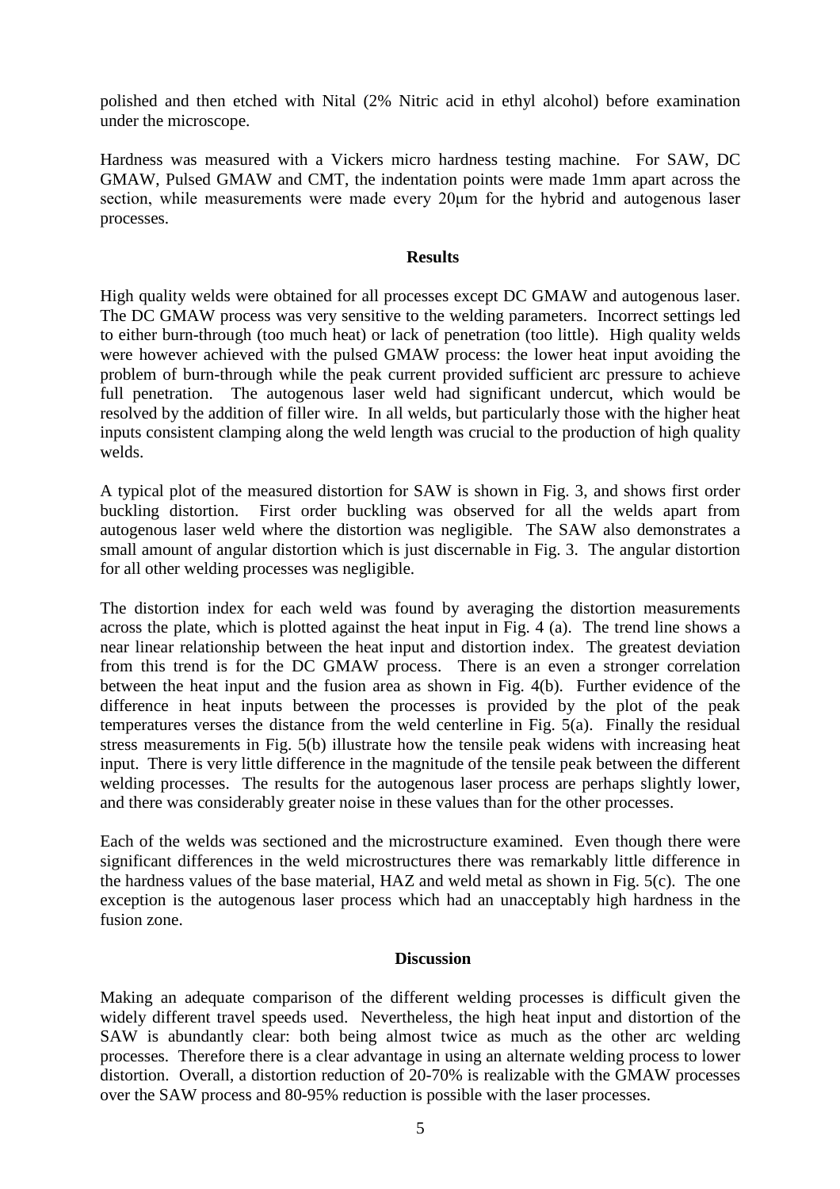polished and then etched with Nital (2% Nitric acid in ethyl alcohol) before examination under the microscope.

Hardness was measured with a Vickers micro hardness testing machine. For SAW, DC GMAW, Pulsed GMAW and CMT, the indentation points were made 1mm apart across the section, while measurements were made every 20μm for the hybrid and autogenous laser processes.

## Results

High quality welds were obtained for all processes except DC GMAW and autogenous laser. The DC GMAW process was very sensitive to the welding parameters. Incorrect settings led to either burn-through (too much heat) or lack of penetration (too little). High quality welds were however achieved with the pulsed GMAW process: the lower heat input avoiding the problem of burn-through while the peak current provided sufficient arc pressure to achieve full penetration. The autogenous laser weld had significant undercut, which would be resolved by the addition of filler wire. In all welds, but particularly those with the higher heat inputs consistent clamping along the weld length was crucial to the production of high quality welds.

A typical plot of the measured distortion for SAW is shown in Fig. 3, and shows first order buckling distortion. First order buckling was observed for all the welds apart from autogenous laser weld where the distortion was negligible. The SAW also demonstrates a small amount of angular distortion which is just discernable in Fig. 3. The angular distortion for all other welding processes was negligible.

The distortion index for each weld was found by averaging the distortion measurements across the plate, which is plotted against the heat input in Fig. 4 (a). The trend line shows a near linear relationship between the heat input and distortion index. The greatest deviation from this trend is for the DC GMAW process. There is an even a stronger correlation between the heat input and the fusion area as shown in Fig. 4(b). Further evidence of the difference in heat inputs between the processes is provided by the plot of the peak temperatures verses the distance from the weld centerline in Fig. 5(a). Finally the residual stress measurements in Fig. 5(b) illustrate how the tensile peak widens with increasing heat input. There is very little difference in the magnitude of the tensile peak between the different welding processes. The results for the autogenous laser process are perhaps slightly lower, and there was considerably greater noise in these values than for the other processes.

Each of the welds was sectioned and the microstructure examined. Even though there were significant differences in the weld microstructures there was remarkably little difference in the hardness values of the base material, HAZ and weld metal as shown in Fig. 5(c). The one exception is the autogenous laser process which had an unacceptably high hardness in the fusion zone.

## Discussion

Making an adequate comparison of the different welding processes is difficult given the widely different travel speeds used. Nevertheless, the high heat input and distortion of the SAW is abundantly clear: both being almost twice as much as the other arc welding processes. Therefore there is a clear advantage in using an alternate welding process to lower distortion. Overall, a distortion reduction of 20-70% is realizable with the GMAW processes over the SAW process and 80-95% reduction is possible with the laser processes.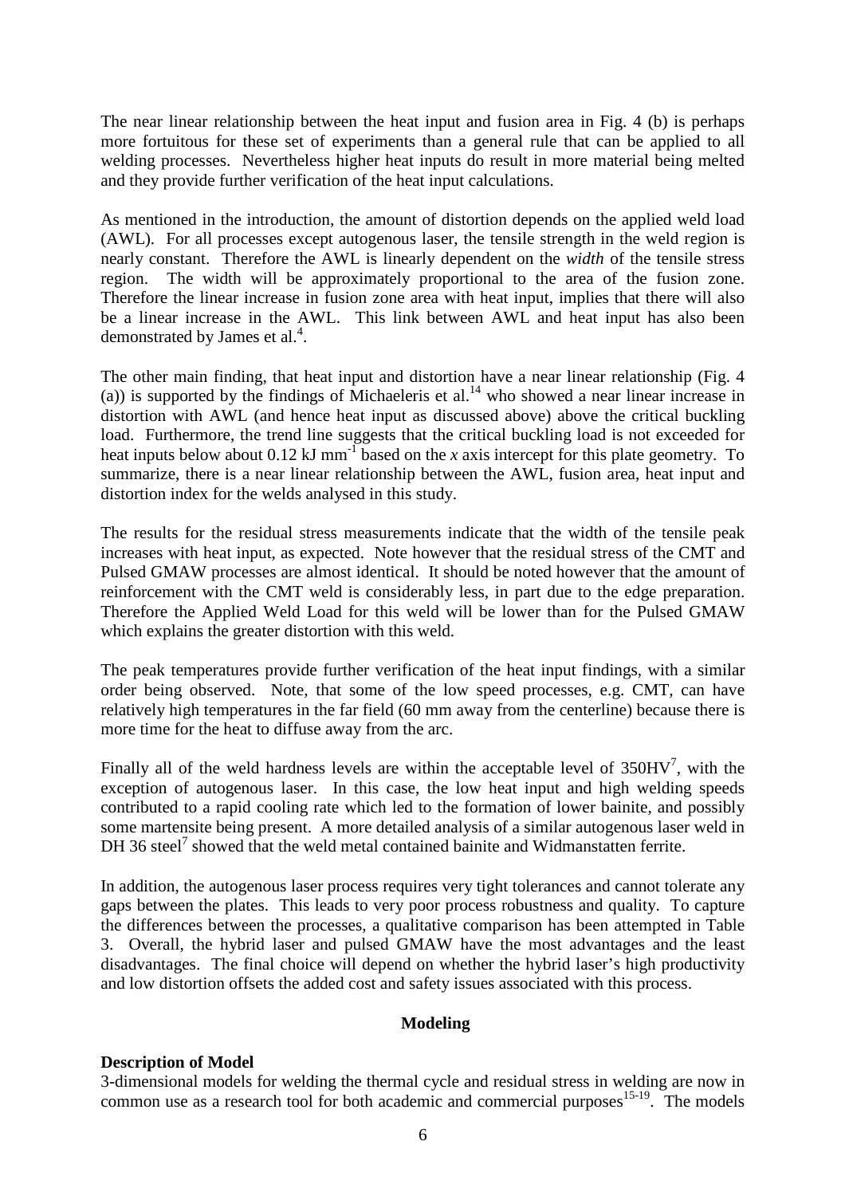The near linear relationship between the heat input and fusion area in Fig. 4 (b) is perhaps more fortuitous for these set of experiments than a general rule that can be applied to all welding processes. Nevertheless higher heat inputs do result in more material being melted and they provide further verification of the heat input calculations.

As mentioned in the introduction, the amount of distortion depends on the applied weld load (AWL). For all processes except autogenous laser, the tensile strength in the weld region is nearly constant. Therefore the AWL is linearly dependent on the *width* of the tensile stress region. The width will be approximately proportional to the area of the fusion zone. Therefore the linear increase in fusion zone area with heat input, implies that there will also be a linear increase in the AWL. This link between AWL and heat input has also been demonstrated by James et al.[4].

The other main finding, that heat input and distortion have a near linear relationship (Fig. 4 (a)) is supported by the findings of Michaeleris et al.[14] who showed a near linear increase in distortion with AWL (and hence heat input as discussed above) above the critical buckling load. Furthermore, the trend line suggests that the critical buckling load is not exceeded for heat inputs below about 0.12 kJ $mm^{-1}$ based on the *x* axis intercept for this plate geometry. To summarize, there is a near linear relationship between the AWL, fusion area, heat input and distortion index for the welds analysed in this study.

The results for the residual stress measurements indicate that the width of the tensile peak increases with heat input, as expected. Note however that the residual stress of the CMT and Pulsed GMAW processes are almost identical. It should be noted however that the amount of reinforcement with the CMT weld is considerably less, in part due to the edge preparation. Therefore the Applied Weld Load for this weld will be lower than for the Pulsed GMAW which explains the greater distortion with this weld.

The peak temperatures provide further verification of the heat input findings, with a similar order being observed. Note, that some of the low speed processes, e.g. CMT, can have relatively high temperatures in the far field (60 mm away from the centerline) because there is more time for the heat to diffuse away from the arc.

Finally all of the weld hardness levels are within the acceptable level of 350HV[7], with the exception of autogenous laser. In this case, the low heat input and high welding speeds contributed to a rapid cooling rate which led to the formation of lower bainite, and possibly some martensite being present. A more detailed analysis of a similar autogenous laser weld in DH 36 steel[7] showed that the weld metal contained bainite and Widmanstatten ferrite.

In addition, the autogenous laser process requires very tight tolerances and cannot tolerate any gaps between the plates. This leads to very poor process robustness and quality. To capture the differences between the processes, a qualitative comparison has been attempted in Table 3. Overall, the hybrid laser and pulsed GMAW have the most advantages and the least disadvantages. The final choice will depend on whether the hybrid laser's high productivity and low distortion offsets the added cost and safety issues associated with this process.

## Modeling

### Description of Model

3-dimensional models for welding the thermal cycle and residual stress in welding are now in common use as a research tool for both academic and commercial purposes[15-19]. The models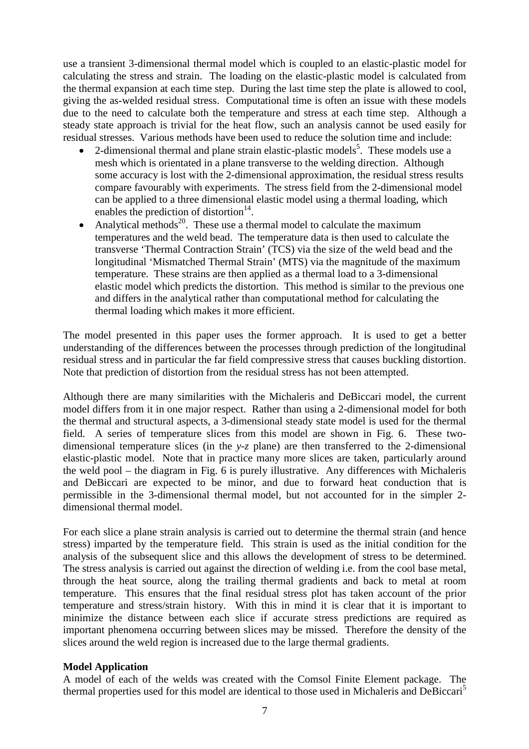use a transient 3-dimensional thermal model which is coupled to an elastic-plastic model for calculating the stress and strain. The loading on the elastic-plastic model is calculated from the thermal expansion at each time step. During the last time step the plate is allowed to cool, giving the as-welded residual stress. Computational time is often an issue with these models due to the need to calculate both the temperature and stress at each time step. Although a steady state approach is trivial for the heat flow, such an analysis cannot be used easily for residual stresses. Various methods have been used to reduce the solution time and include:

- 2-dimensional thermal and plane strain elastic-plastic models[5]. These models use a mesh which is orientated in a plane transverse to the welding direction. Although some accuracy is lost with the 2-dimensional approximation, the residual stress results compare favourably with experiments. The stress field from the 2-dimensional model can be applied to a three dimensional elastic model using a thermal loading, which enables the prediction of distortion[14].
- Analytical methods[20]. These use a thermal model to calculate the maximum temperatures and the weld bead. The temperature data is then used to calculate the transverse 'Thermal Contraction Strain' (TCS) via the size of the weld bead and the longitudinal 'Mismatched Thermal Strain' (MTS) via the magnitude of the maximum temperature. These strains are then applied as a thermal load to a 3-dimensional elastic model which predicts the distortion. This method is similar to the previous one and differs in the analytical rather than computational method for calculating the thermal loading which makes it more efficient.

The model presented in this paper uses the former approach. It is used to get a better understanding of the differences between the processes through prediction of the longitudinal residual stress and in particular the far field compressive stress that causes buckling distortion. Note that prediction of distortion from the residual stress has not been attempted.

Although there are many similarities with the Michaleris and DeBiccari model, the current model differs from it in one major respect. Rather than using a 2-dimensional model for both the thermal and structural aspects, a 3-dimensional steady state model is used for the thermal field. A series of temperature slices from this model are shown in Fig. 6. These two-dimensional temperature slices (in the *y-z* plane) are then transferred to the 2-dimensional elastic-plastic model. Note that in practice many more slices are taken, particularly around the weld pool – the diagram in Fig. 6 is purely illustrative. Any differences with Michaleris and DeBiccari are expected to be minor, and due to forward heat conduction that is permissible in the 3-dimensional thermal model, but not accounted for in the simpler 2-dimensional thermal model.

For each slice a plane strain analysis is carried out to determine the thermal strain (and hence stress) imparted by the temperature field. This strain is used as the initial condition for the analysis of the subsequent slice and this allows the development of stress to be determined. The stress analysis is carried out against the direction of welding i.e. from the cool base metal, through the heat source, along the trailing thermal gradients and back to metal at room temperature. This ensures that the final residual stress plot has taken account of the prior temperature and stress/strain history. With this in mind it is clear that it is important to minimize the distance between each slice if accurate stress predictions are required as important phenomena occurring between slices may be missed. Therefore the density of the slices around the weld region is increased due to the large thermal gradients.

**Model Application**

A model of each of the welds was created with the Comsol Finite Element package. The thermal properties used for this model are identical to those used in Michaleris and DeBiccari[5]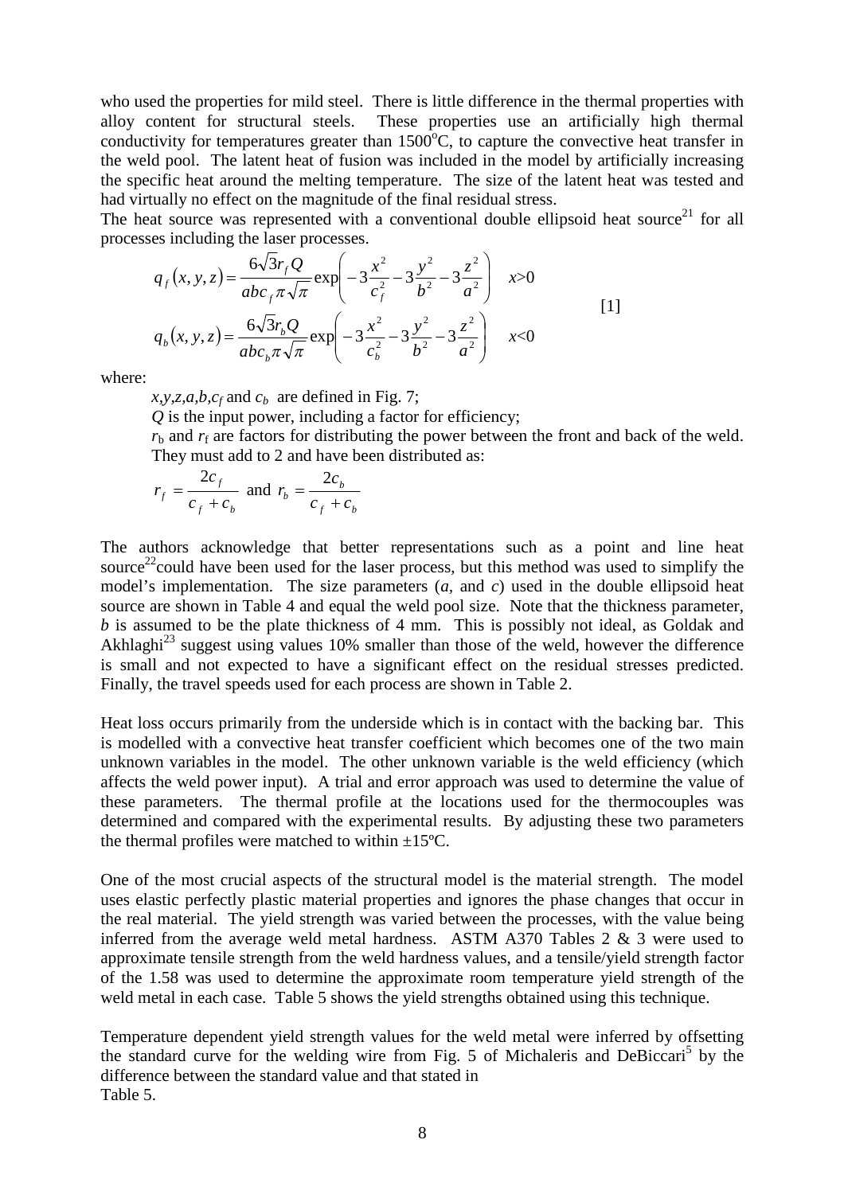who used the properties for mild steel. There is little difference in the thermal properties with alloy content for structural steels. These properties use an artificially high thermal conductivity for temperatures greater than 1500°C, to capture the convective heat transfer in the weld pool. The latent heat of fusion was included in the model by artificially increasing the specific heat around the melting temperature. The size of the latent heat was tested and had virtually no effect on the magnitude of the final residual stress.

The heat source was represented with a conventional double ellipsoid heat source[21] for all processes including the laser processes.

$$
\begin{aligned}
q_f(x,y,z) &= \frac{6\sqrt{3}r_f Q}{abc_f \pi\sqrt{\pi}} \exp\left(-3\frac{x^2}{c_f^2} - 3\frac{y^2}{b^2} - 3\frac{z^2}{a^2}\right) \quad x>0 \\
q_b(x,y,z) &= \frac{6\sqrt{3}r_b Q}{abc_b \pi\sqrt{\pi}} \exp\left(-3\frac{x^2}{c_b^2} - 3\frac{y^2}{b^2} - 3\frac{z^2}{a^2}\right) \quad x<0
\end{aligned}
\qquad [1]
$$

where:

$x,y,z,a,b,c_f$ and $c_b$ are defined in Fig. 7;

$Q$ is the input power, including a factor for efficiency;

$r_b$ and $r_f$ are factors for distributing the power between the front and back of the weld. They must add to 2 and have been distributed as:

$$r_f = \frac{2c_f}{c_f + c_b} \text{ and } r_b = \frac{2c_b}{c_f + c_b}$$

The authors acknowledge that better representations such as a point and line heat source[22]could have been used for the laser process, but this method was used to simplify the model's implementation. The size parameters ($a$, and $c$) used in the double ellipsoid heat source are shown in Table 4 and equal the weld pool size. Note that the thickness parameter, $b$ is assumed to be the plate thickness of 4 mm. This is possibly not ideal, as Goldak and Akhlaghi[23] suggest using values 10% smaller than those of the weld, however the difference is small and not expected to have a significant effect on the residual stresses predicted. Finally, the travel speeds used for each process are shown in Table 2.

Heat loss occurs primarily from the underside which is in contact with the backing bar. This is modelled with a convective heat transfer coefficient which becomes one of the two main unknown variables in the model. The other unknown variable is the weld efficiency (which affects the weld power input). A trial and error approach was used to determine the value of these parameters. The thermal profile at the locations used for the thermocouples was determined and compared with the experimental results. By adjusting these two parameters the thermal profiles were matched to within ±15ºC.

One of the most crucial aspects of the structural model is the material strength. The model uses elastic perfectly plastic material properties and ignores the phase changes that occur in the real material. The yield strength was varied between the processes, with the value being inferred from the average weld metal hardness. ASTM A370 Tables 2 & 3 were used to approximate tensile strength from the weld hardness values, and a tensile/yield strength factor of the 1.58 was used to determine the approximate room temperature yield strength of the weld metal in each case. Table 5 shows the yield strengths obtained using this technique.

Temperature dependent yield strength values for the weld metal were inferred by offsetting the standard curve for the welding wire from Fig. 5 of Michaleris and DeBiccari[5] by the difference between the standard value and that stated in Table 5.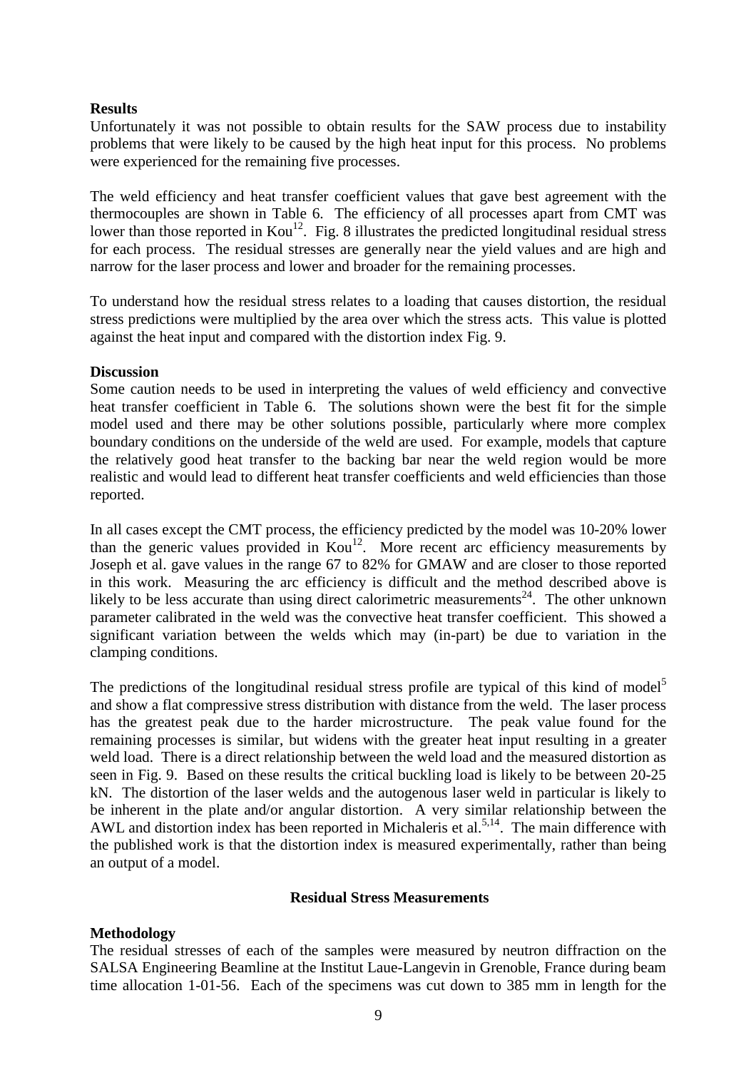**Results**

Unfortunately it was not possible to obtain results for the SAW process due to instability problems that were likely to be caused by the high heat input for this process. No problems were experienced for the remaining five processes.

The weld efficiency and heat transfer coefficient values that gave best agreement with the thermocouples are shown in Table 6. The efficiency of all processes apart from CMT was lower than those reported in Kou[12]. Fig. 8 illustrates the predicted longitudinal residual stress for each process. The residual stresses are generally near the yield values and are high and narrow for the laser process and lower and broader for the remaining processes.

To understand how the residual stress relates to a loading that causes distortion, the residual stress predictions were multiplied by the area over which the stress acts. This value is plotted against the heat input and compared with the distortion index Fig. 9.

**Discussion**

Some caution needs to be used in interpreting the values of weld efficiency and convective heat transfer coefficient in Table 6. The solutions shown were the best fit for the simple model used and there may be other solutions possible, particularly where more complex boundary conditions on the underside of the weld are used. For example, models that capture the relatively good heat transfer to the backing bar near the weld region would be more realistic and would lead to different heat transfer coefficients and weld efficiencies than those reported.

In all cases except the CMT process, the efficiency predicted by the model was 10-20% lower than the generic values provided in Kou[12]. More recent arc efficiency measurements by Joseph et al. gave values in the range 67 to 82% for GMAW and are closer to those reported in this work. Measuring the arc efficiency is difficult and the method described above is likely to be less accurate than using direct calorimetric measurements[24]. The other unknown parameter calibrated in the weld was the convective heat transfer coefficient. This showed a significant variation between the welds which may (in-part) be due to variation in the clamping conditions.

The predictions of the longitudinal residual stress profile are typical of this kind of model[5] and show a flat compressive stress distribution with distance from the weld. The laser process has the greatest peak due to the harder microstructure. The peak value found for the remaining processes is similar, but widens with the greater heat input resulting in a greater weld load. There is a direct relationship between the weld load and the measured distortion as seen in Fig. 9. Based on these results the critical buckling load is likely to be between 20-25 kN. The distortion of the laser welds and the autogenous laser weld in particular is likely to be inherent in the plate and/or angular distortion. A very similar relationship between the AWL and distortion index has been reported in Michaleris et al.[5,14]. The main difference with the published work is that the distortion index is measured experimentally, rather than being an output of a model.

## Residual Stress Measurements

**Methodology**

The residual stresses of each of the samples were measured by neutron diffraction on the SALSA Engineering Beamline at the Institut Laue-Langevin in Grenoble, France during beam time allocation 1-01-56. Each of the specimens was cut down to 385 mm in length for the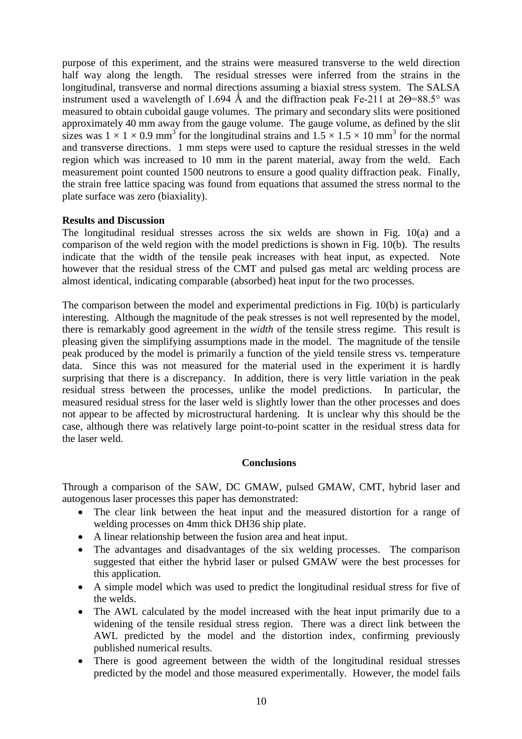purpose of this experiment, and the strains were measured transverse to the weld direction half way along the length. The residual stresses were inferred from the strains in the longitudinal, transverse and normal directions assuming a biaxial stress system. The SALSA instrument used a wavelength of 1.694 Å and the diffraction peak Fe-211 at 2Θ=88.5° was measured to obtain cuboidal gauge volumes. The primary and secondary slits were positioned approximately 40 mm away from the gauge volume. The gauge volume, as defined by the slit sizes was $1 \times 1 \times 0.9$ mm$^3$ for the longitudinal strains and $1.5 \times 1.5 \times 10$ mm$^3$ for the normal and transverse directions. 1 mm steps were used to capture the residual stresses in the weld region which was increased to 10 mm in the parent material, away from the weld. Each measurement point counted 1500 neutrons to ensure a good quality diffraction peak. Finally, the strain free lattice spacing was found from equations that assumed the stress normal to the plate surface was zero (biaxiality).

**Results and Discussion**

The longitudinal residual stresses across the six welds are shown in Fig. 10(a) and a comparison of the weld region with the model predictions is shown in Fig. 10(b). The results indicate that the width of the tensile peak increases with heat input, as expected. Note however that the residual stress of the CMT and pulsed gas metal arc welding process are almost identical, indicating comparable (absorbed) heat input for the two processes.

The comparison between the model and experimental predictions in Fig. 10(b) is particularly interesting. Although the magnitude of the peak stresses is not well represented by the model, there is remarkably good agreement in the *width* of the tensile stress regime. This result is pleasing given the simplifying assumptions made in the model. The magnitude of the tensile peak produced by the model is primarily a function of the yield tensile stress vs. temperature data. Since this was not measured for the material used in the experiment it is hardly surprising that there is a discrepancy. In addition, there is very little variation in the peak residual stress between the processes, unlike the model predictions. In particular, the measured residual stress for the laser weld is slightly lower than the other processes and does not appear to be affected by microstructural hardening. It is unclear why this should be the case, although there was relatively large point-to-point scatter in the residual stress data for the laser weld.

## Conclusions

Through a comparison of the SAW, DC GMAW, pulsed GMAW, CMT, hybrid laser and autogenous laser processes this paper has demonstrated:

- The clear link between the heat input and the measured distortion for a range of welding processes on 4mm thick DH36 ship plate.
- A linear relationship between the fusion area and heat input.
- The advantages and disadvantages of the six welding processes. The comparison suggested that either the hybrid laser or pulsed GMAW were the best processes for this application.
- A simple model which was used to predict the longitudinal residual stress for five of the welds.
- The AWL calculated by the model increased with the heat input primarily due to a widening of the tensile residual stress region. There was a direct link between the AWL predicted by the model and the distortion index, confirming previously published numerical results.
- There is good agreement between the width of the longitudinal residual stresses predicted by the model and those measured experimentally. However, the model fails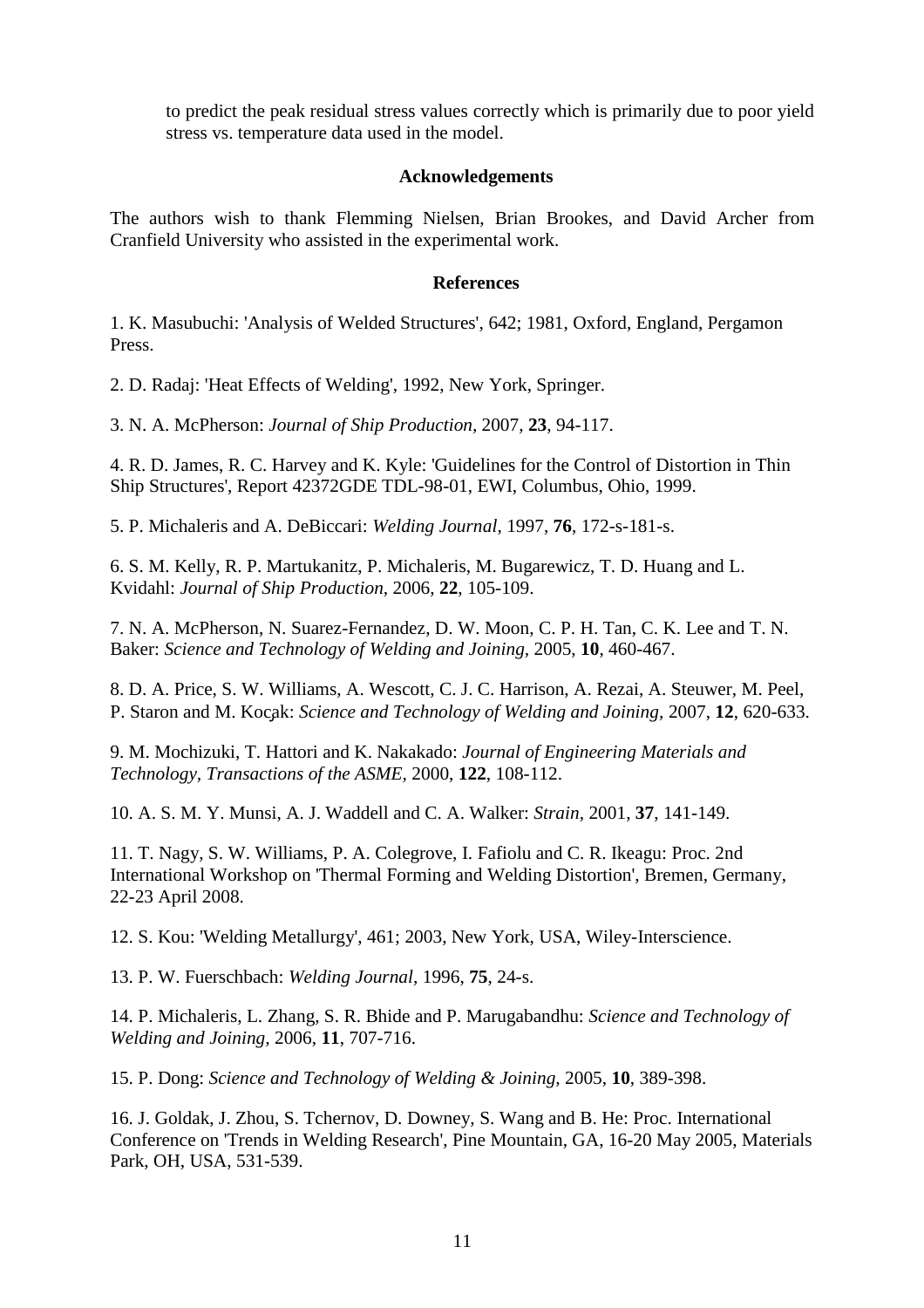to predict the peak residual stress values correctly which is primarily due to poor yield stress vs. temperature data used in the model.

## Acknowledgements

The authors wish to thank Flemming Nielsen, Brian Brookes, and David Archer from Cranfield University who assisted in the experimental work.

## References

1. K. Masubuchi: 'Analysis of Welded Structures', 642; 1981, Oxford, England, Pergamon Press.

2. D. Radaj: 'Heat Effects of Welding', 1992, New York, Springer.

3. N. A. McPherson: *Journal of Ship Production,* 2007, **23**, 94-117.

4. R. D. James, R. C. Harvey and K. Kyle: 'Guidelines for the Control of Distortion in Thin Ship Structures', Report 42372GDE TDL-98-01, EWI, Columbus, Ohio, 1999.

5. P. Michaleris and A. DeBiccari: *Welding Journal,* 1997, **76**, 172-s-181-s.

6. S. M. Kelly, R. P. Martukanitz, P. Michaleris, M. Bugarewicz, T. D. Huang and L. Kvidahl: *Journal of Ship Production,* 2006, **22**, 105-109.

7. N. A. McPherson, N. Suarez-Fernandez, D. W. Moon, C. P. H. Tan, C. K. Lee and T. N. Baker: *Science and Technology of Welding and Joining,* 2005, **10**, 460-467.

8. D. A. Price, S. W. Williams, A. Wescott, C. J. C. Harrison, A. Rezai, A. Steuwer, M. Peel, P. Staron and M. Koçak: *Science and Technology of Welding and Joining,* 2007, **12**, 620-633.

9. M. Mochizuki, T. Hattori and K. Nakakado: *Journal of Engineering Materials and Technology, Transactions of the ASME,* 2000, **122**, 108-112.

10. A. S. M. Y. Munsi, A. J. Waddell and C. A. Walker: *Strain,* 2001, **37**, 141-149.

11. T. Nagy, S. W. Williams, P. A. Colegrove, I. Fafiolu and C. R. Ikeagu: Proc. 2nd International Workshop on 'Thermal Forming and Welding Distortion', Bremen, Germany, 22-23 April 2008.

12. S. Kou: 'Welding Metallurgy', 461; 2003, New York, USA, Wiley-Interscience.

13. P. W. Fuerschbach: *Welding Journal,* 1996, **75**, 24-s.

14. P. Michaleris, L. Zhang, S. R. Bhide and P. Marugabandhu: *Science and Technology of Welding and Joining,* 2006, **11**, 707-716.

15. P. Dong: *Science and Technology of Welding & Joining,* 2005, **10**, 389-398.

16. J. Goldak, J. Zhou, S. Tchernov, D. Downey, S. Wang and B. He: Proc. International Conference on 'Trends in Welding Research', Pine Mountain, GA, 16-20 May 2005, Materials Park, OH, USA, 531-539.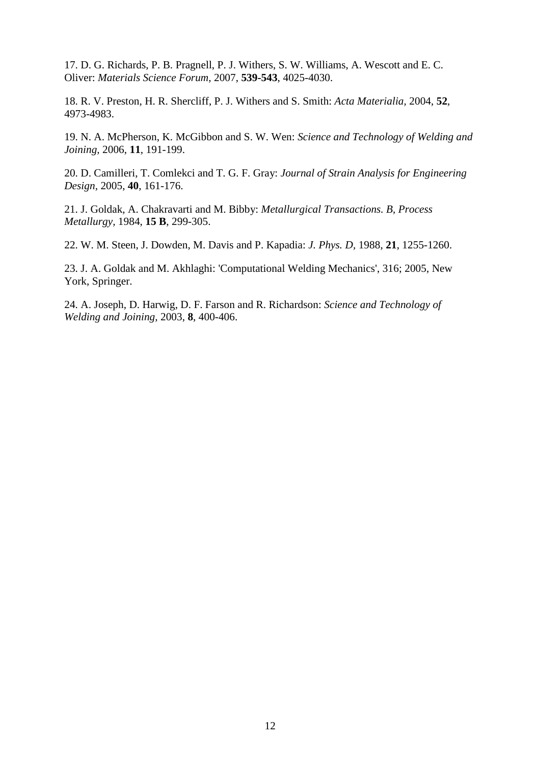17. D. G. Richards, P. B. Pragnell, P. J. Withers, S. W. Williams, A. Wescott and E. C. Oliver: *Materials Science Forum,* 2007, **539-543**, 4025-4030.

18. R. V. Preston, H. R. Shercliff, P. J. Withers and S. Smith: *Acta Materialia*, 2004, **52**, 4973-4983.

19. N. A. McPherson, K. McGibbon and S. W. Wen: *Science and Technology of Welding and Joining,* 2006, **11**, 191-199.

20. D. Camilleri, T. Comlekci and T. G. F. Gray: *Journal of Strain Analysis for Engineering Design*, 2005, **40**, 161-176.

21. J. Goldak, A. Chakravarti and M. Bibby: *Metallurgical Transactions. B, Process Metallurgy,* 1984, **15 B**, 299-305.

22. W. M. Steen, J. Dowden, M. Davis and P. Kapadia: *J. Phys. D,* 1988, **21**, 1255-1260.

23. J. A. Goldak and M. Akhlaghi: 'Computational Welding Mechanics', 316; 2005, New York, Springer.

24. A. Joseph, D. Harwig, D. F. Farson and R. Richardson: *Science and Technology of Welding and Joining,* 2003, **8**, 400-406.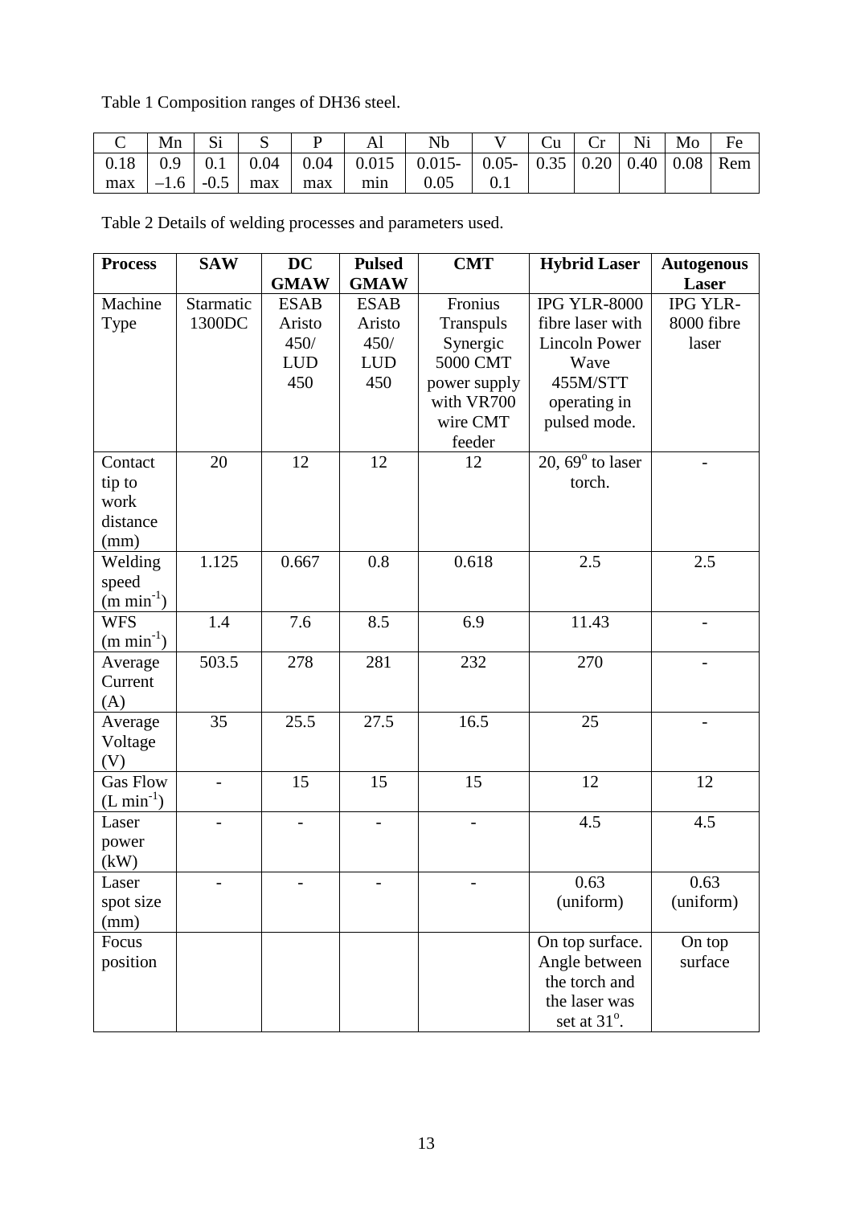Table 1 Composition ranges of DH36 steel.

| C | Mn | Si | S | P | Al | Nb | V | Cu | Cr | Ni | Mo | Fe |
|---|---|---|---|---|---|---|---|---|---|---|---|---|
| 0.18 max | 0.9 –1.6 | 0.1 -0.5 | 0.04 max | 0.04 max | 0.015 min | 0.015-0.05 | 0.05-0.1 | 0.35 | 0.20 | 0.40 | 0.08 | Rem |

Table 2 Details of welding processes and parameters used.

| **Process** | **SAW** | **DC GMAW** | **Pulsed GMAW** | **CMT** | **Hybrid Laser** | **Autogenous Laser** |
|---|---|---|---|---|---|---|
| Machine Type | Starmatic 1300DC | ESAB Aristo 450/ LUD 450 | ESAB Aristo 450/ LUD 450 | Fronius Transpuls Synergic 5000 CMT power supply with VR700 wire CMT feeder | IPG YLR-8000 fibre laser with Lincoln Power Wave 455M/STT operating in pulsed mode. | IPG YLR-8000 fibre laser |
| Contact tip to work distance (mm) | 20 | 12 | 12 | 12 | 20, $69^{o}$ to laser torch. | - |
| Welding speed (m $min^{-1}$) | 1.125 | 0.667 | 0.8 | 0.618 | 2.5 | 2.5 |
| WFS (m $min^{-1}$) | 1.4 | 7.6 | 8.5 | 6.9 | 11.43 | - |
| Average Current (A) | 503.5 | 278 | 281 | 232 | 270 | - |
| Average Voltage (V) | 35 | 25.5 | 27.5 | 16.5 | 25 | - |
| Gas Flow (L $min^{-1}$) | - | 15 | 15 | 15 | 12 | 12 |
| Laser power (kW) | - | - | - | - | 4.5 | 4.5 |
| Laser spot size (mm) | - | - | - | - | 0.63 (uniform) | 0.63 (uniform) |
| Focus position | | | | | On top surface. Angle between the torch and the laser was set at $31^{o}$. | On top surface |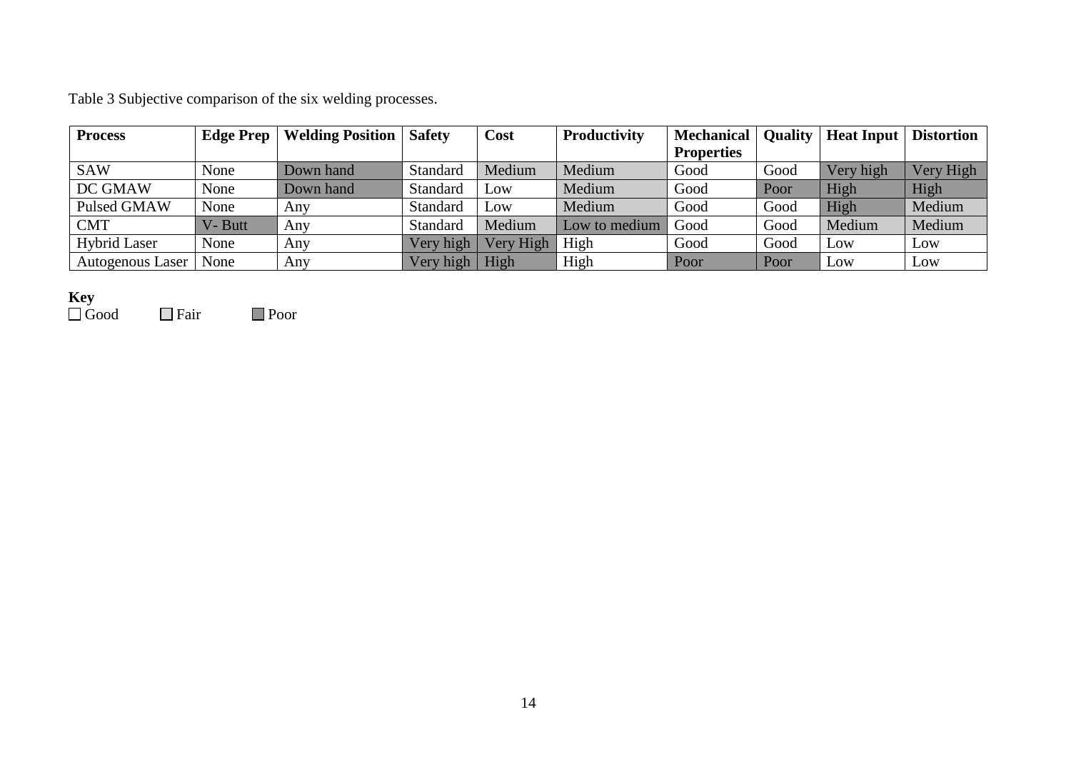Table 3 Subjective comparison of the six welding processes.

| Process | Edge Prep | Welding Position | Safety | Cost | Productivity | Mechanical Properties | Quality | Heat Input | Distortion |
|---|---|---|---|---|---|---|---|---|---|
| SAW | None | Down hand | Standard | Medium | Medium | Good | Good | Very high | Very High |
| DC GMAW | None | Down hand | Standard | Low | Medium | Good | Poor | High | High |
| Pulsed GMAW | None | Any | Standard | Low | Medium | Good | Good | High | Medium |
| CMT | V- Butt | Any | Standard | Medium | Low to medium | Good | Good | Medium | Medium |
| Hybrid Laser | None | Any | Very high | Very High | High | Good | Good | Low | Low |
| Autogenous Laser | None | Any | Very high | High | High | Poor | Poor | Low | Low |

**Key**
☐ Good ☐ Fair ■ Poor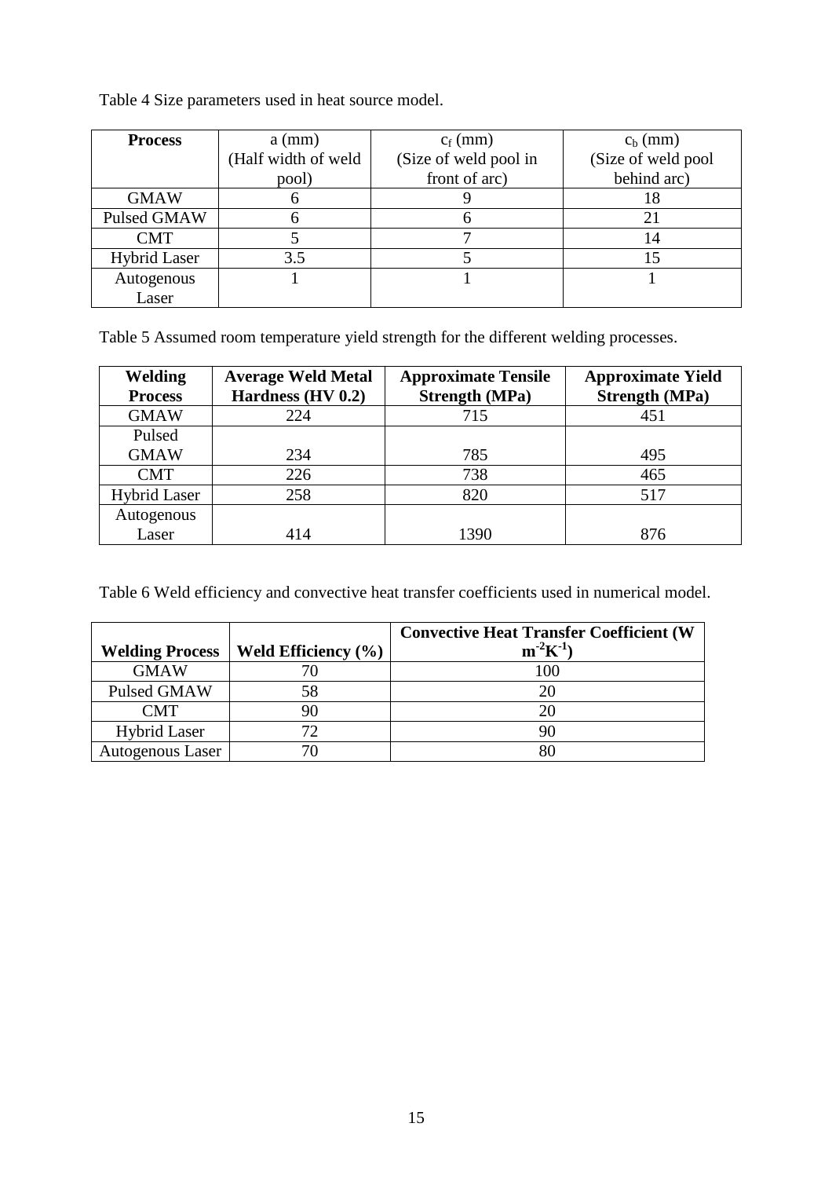Table 4 Size parameters used in heat source model.

| **Process** | a (mm) (Half width of weld pool) | $c_f$ (mm) (Size of weld pool in front of arc) | $c_b$ (mm) (Size of weld pool behind arc) |
|---|---|---|---|
| GMAW | 6 | 9 | 18 |
| Pulsed GMAW | 6 | 6 | 21 |
| CMT | 5 | 7 | 14 |
| Hybrid Laser | 3.5 | 5 | 15 |
| Autogenous Laser | 1 | 1 | 1 |

Table 5 Assumed room temperature yield strength for the different welding processes.

| **Welding Process** | **Average Weld Metal Hardness (HV 0.2)** | **Approximate Tensile Strength (MPa)** | **Approximate Yield Strength (MPa)** |
|---|---|---|---|
| GMAW | 224 | 715 | 451 |
| Pulsed GMAW | 234 | 785 | 495 |
| CMT | 226 | 738 | 465 |
| Hybrid Laser | 258 | 820 | 517 |
| Autogenous Laser | 414 | 1390 | 876 |

Table 6 Weld efficiency and convective heat transfer coefficients used in numerical model.

| **Welding Process** | **Weld Efficiency (%)** | **Convective Heat Transfer Coefficient (W $m^{-2}K^{-1}$)** |
|---|---|---|
| GMAW | 70 | 100 |
| Pulsed GMAW | 58 | 20 |
| CMT | 90 | 20 |
| Hybrid Laser | 72 | 90 |
| Autogenous Laser | 70 | 80 |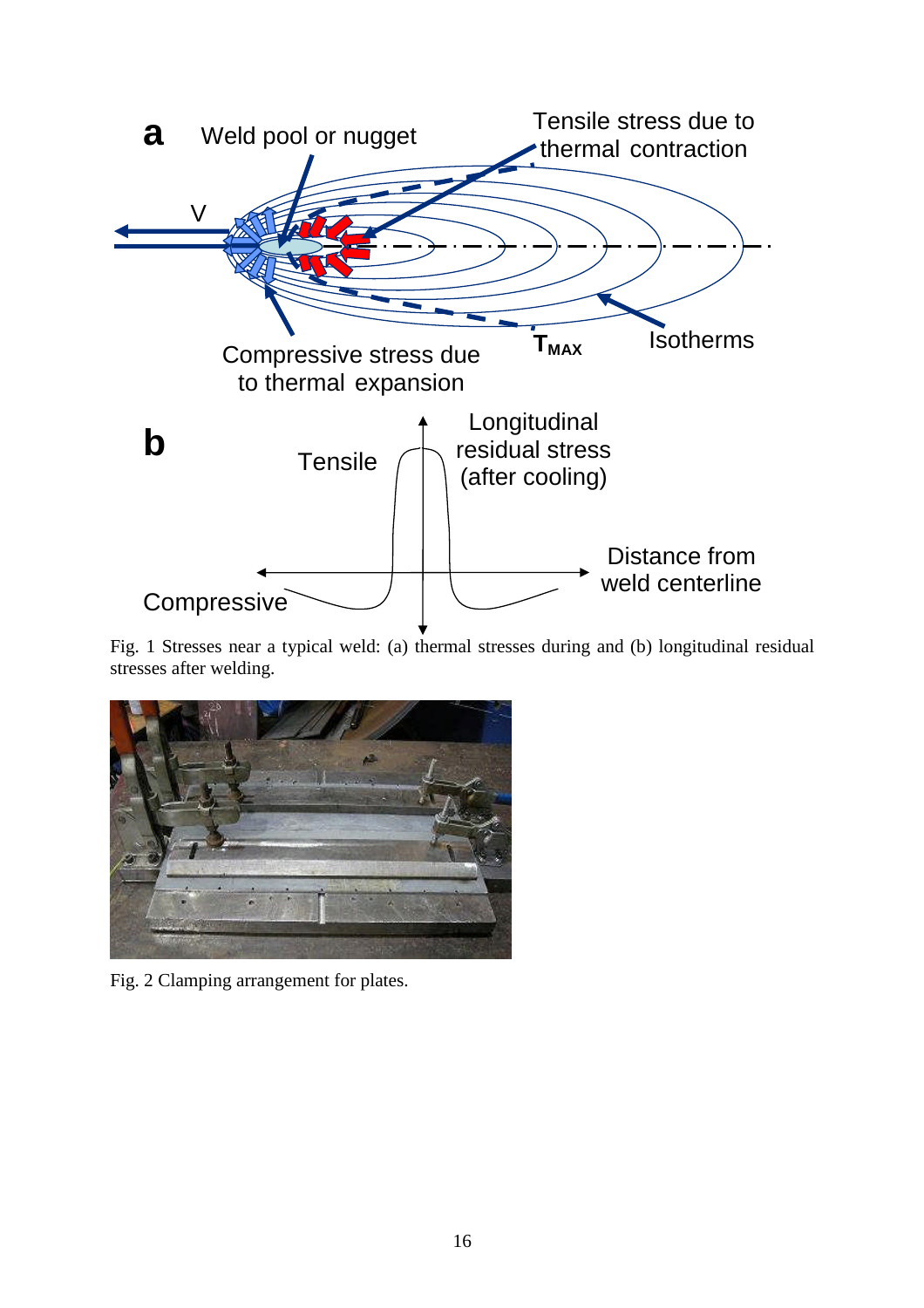Fig. 1 Stresses near a typical weld: (a) thermal stresses during and (b) longitudinal residual stresses after welding.

Fig. 2 Clamping arrangement for plates.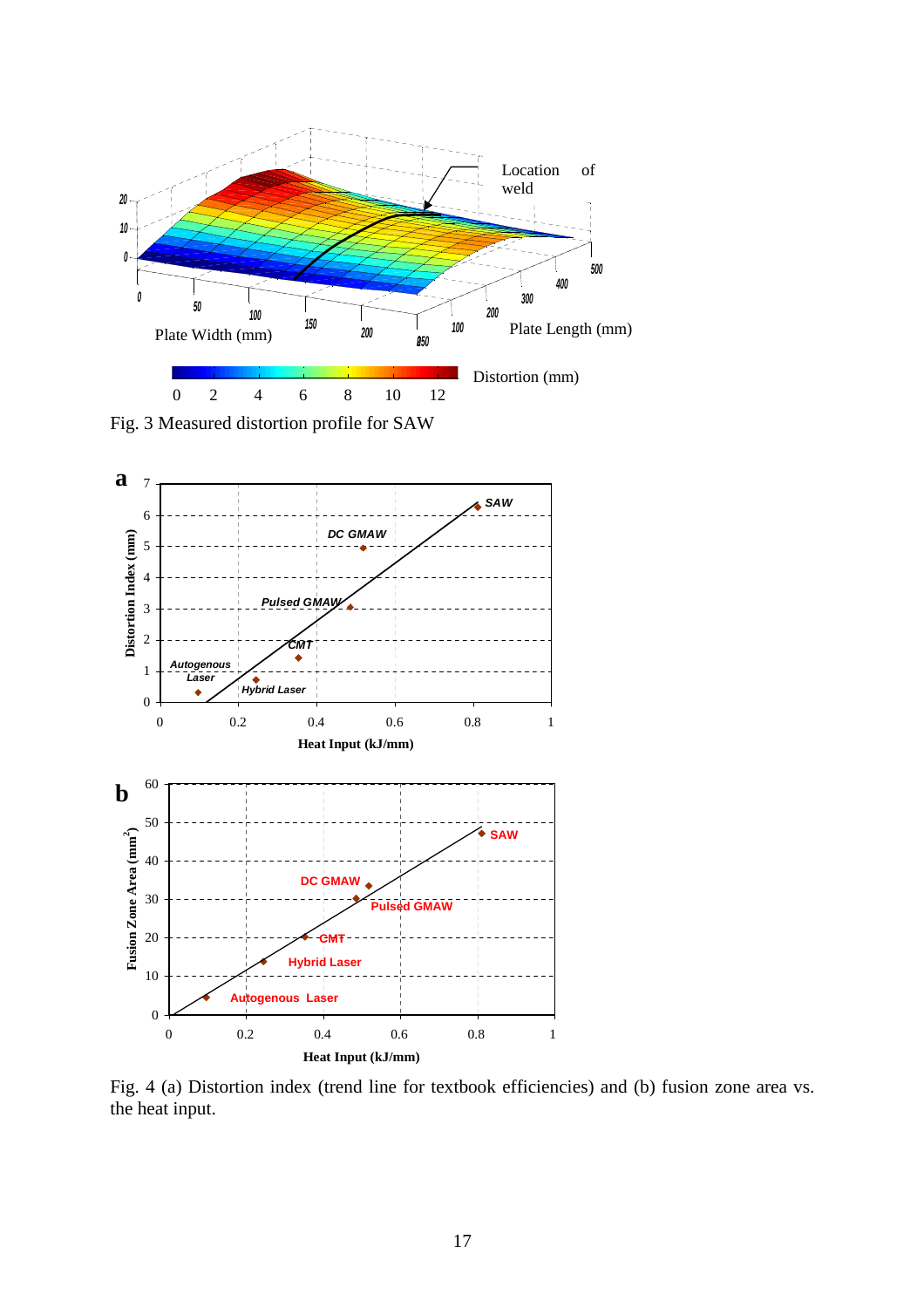Fig. 3 Measured distortion profile for SAW

Fig. 4 (a) Distortion index (trend line for textbook efficiencies) and (b) fusion zone area vs. the heat input.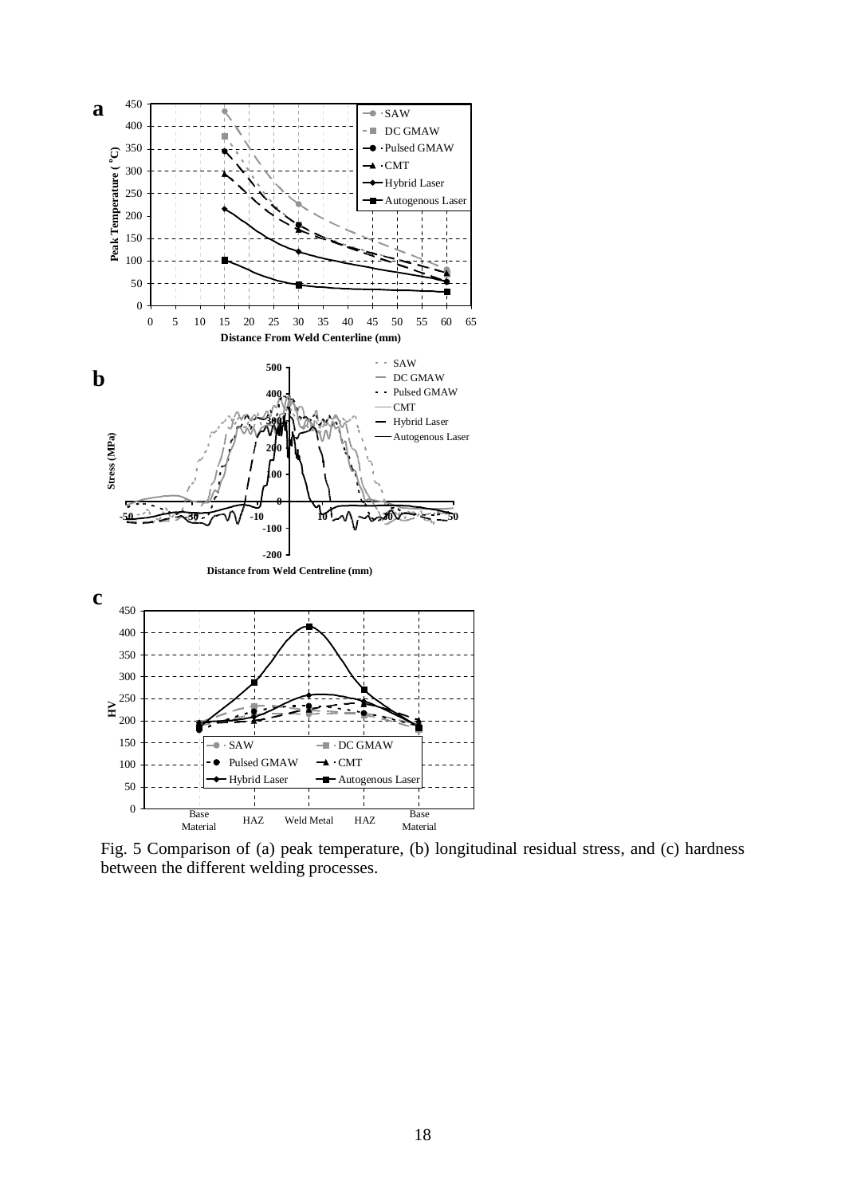Fig. 5 Comparison of (a) peak temperature, (b) longitudinal residual stress, and (c) hardness between the different welding processes.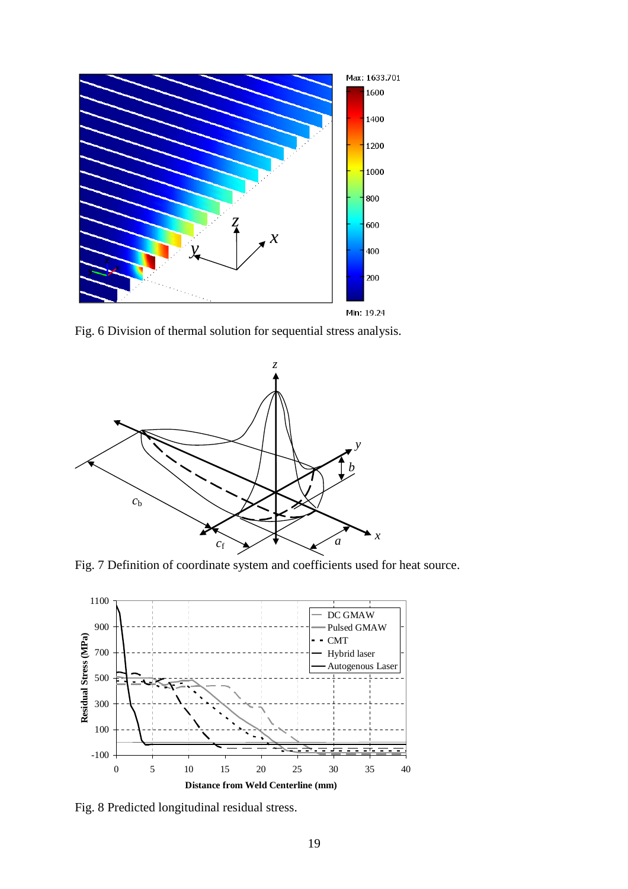Fig. 6 Division of thermal solution for sequential stress analysis.

Fig. 7 Definition of coordinate system and coefficients used for heat source.

Fig. 8 Predicted longitudinal residual stress.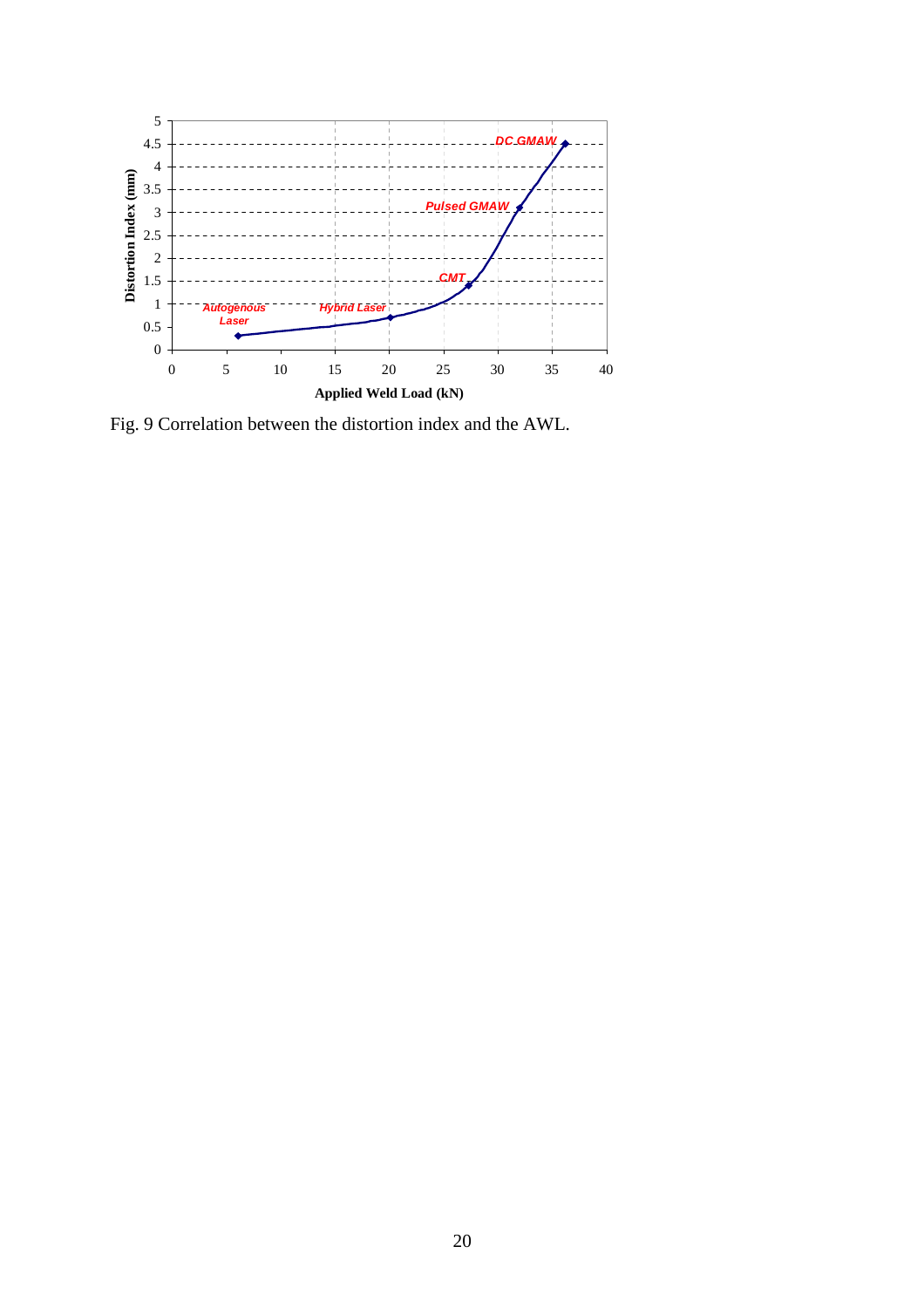Fig. 9 Correlation between the distortion index and the AWL.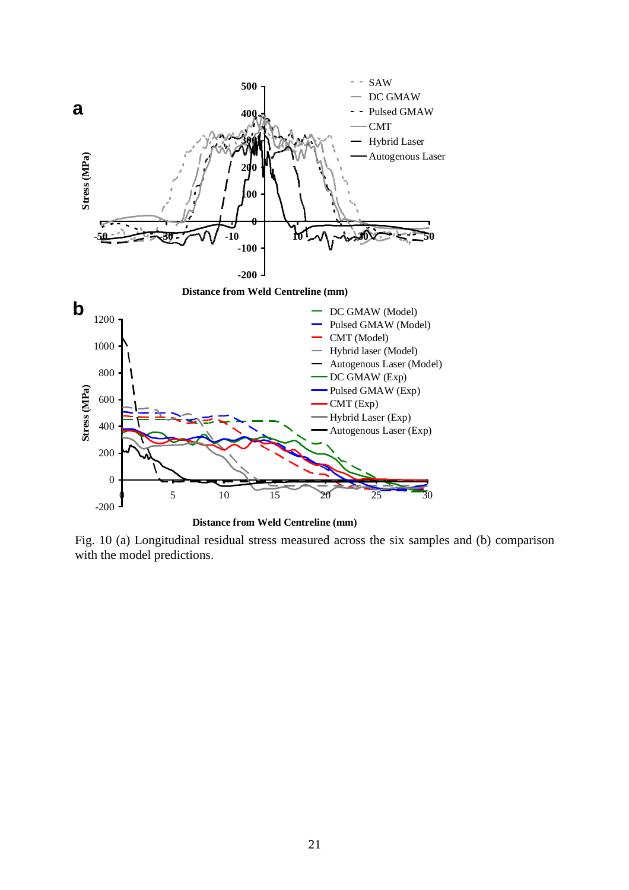a

Stress (MPa)

500

400

300

200

100

0

-100

-200

-50

-30

-10

10

30

50

Distance from Weld Centreline (mm)

SAW

DC GMAW

Pulsed GMAW

CMT

Hybrid Laser

Autogenous Laser

b

Stress (MPa)

1200

1000

800

600

400

200

0

-200

0

5

10

15

20

25

30

Distance from Weld Centreline (mm)

DC GMAW (Model)

Pulsed GMAW (Model)

CMT (Model)

Hybrid laser (Model)

Autogenous Laser (Model)

DC GMAW (Exp)

Pulsed GMAW (Exp)

CMT (Exp)

Hybrid Laser (Exp)

Autogenous Laser (Exp)

Fig. 10 (a) Longitudinal residual stress measured across the six samples and (b) comparison with the model predictions.